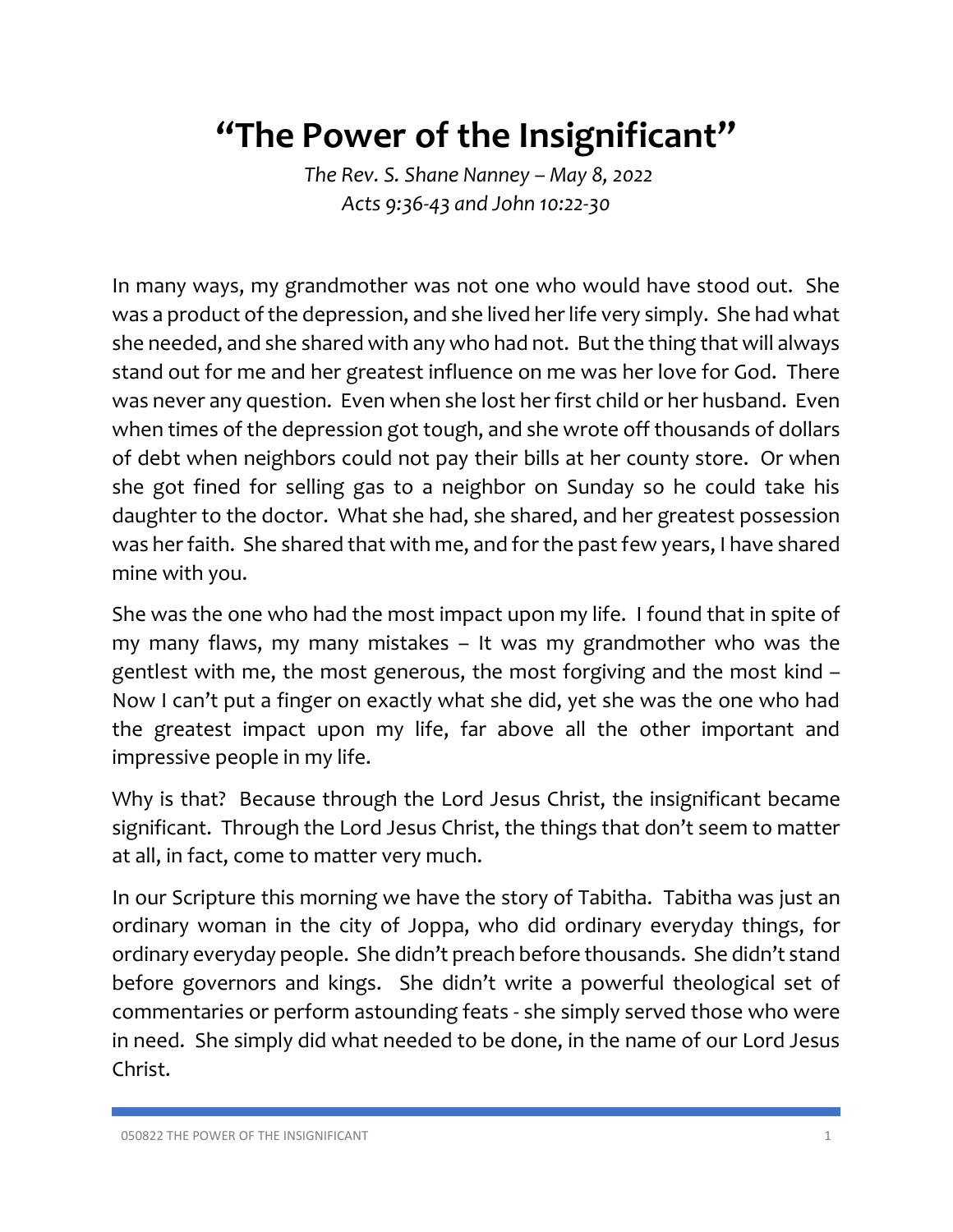# “The Power of the Insignificant”

*The Rev. S. Shane Nanney – May 8, 2022*
*Acts 9:36-43 and John 10:22-30*

In many ways, my grandmother was not one who would have stood out. She was a product of the depression, and she lived her life very simply. She had what she needed, and she shared with any who had not. But the thing that will always stand out for me and her greatest influence on me was her love for God. There was never any question. Even when she lost her first child or her husband. Even when times of the depression got tough, and she wrote off thousands of dollars of debt when neighbors could not pay their bills at her county store. Or when she got fined for selling gas to a neighbor on Sunday so he could take his daughter to the doctor. What she had, she shared, and her greatest possession was her faith. She shared that with me, and for the past few years, I have shared mine with you.

She was the one who had the most impact upon my life. I found that in spite of my many flaws, my many mistakes – It was my grandmother who was the gentlest with me, the most generous, the most forgiving and the most kind – Now I can’t put a finger on exactly what she did, yet she was the one who had the greatest impact upon my life, far above all the other important and impressive people in my life.

Why is that? Because through the Lord Jesus Christ, the insignificant became significant. Through the Lord Jesus Christ, the things that don’t seem to matter at all, in fact, come to matter very much.

In our Scripture this morning we have the story of Tabitha. Tabitha was just an ordinary woman in the city of Joppa, who did ordinary everyday things, for ordinary everyday people. She didn’t preach before thousands. She didn’t stand before governors and kings. She didn’t write a powerful theological set of commentaries or perform astounding feats - she simply served those who were in need. She simply did what needed to be done, in the name of our Lord Jesus Christ.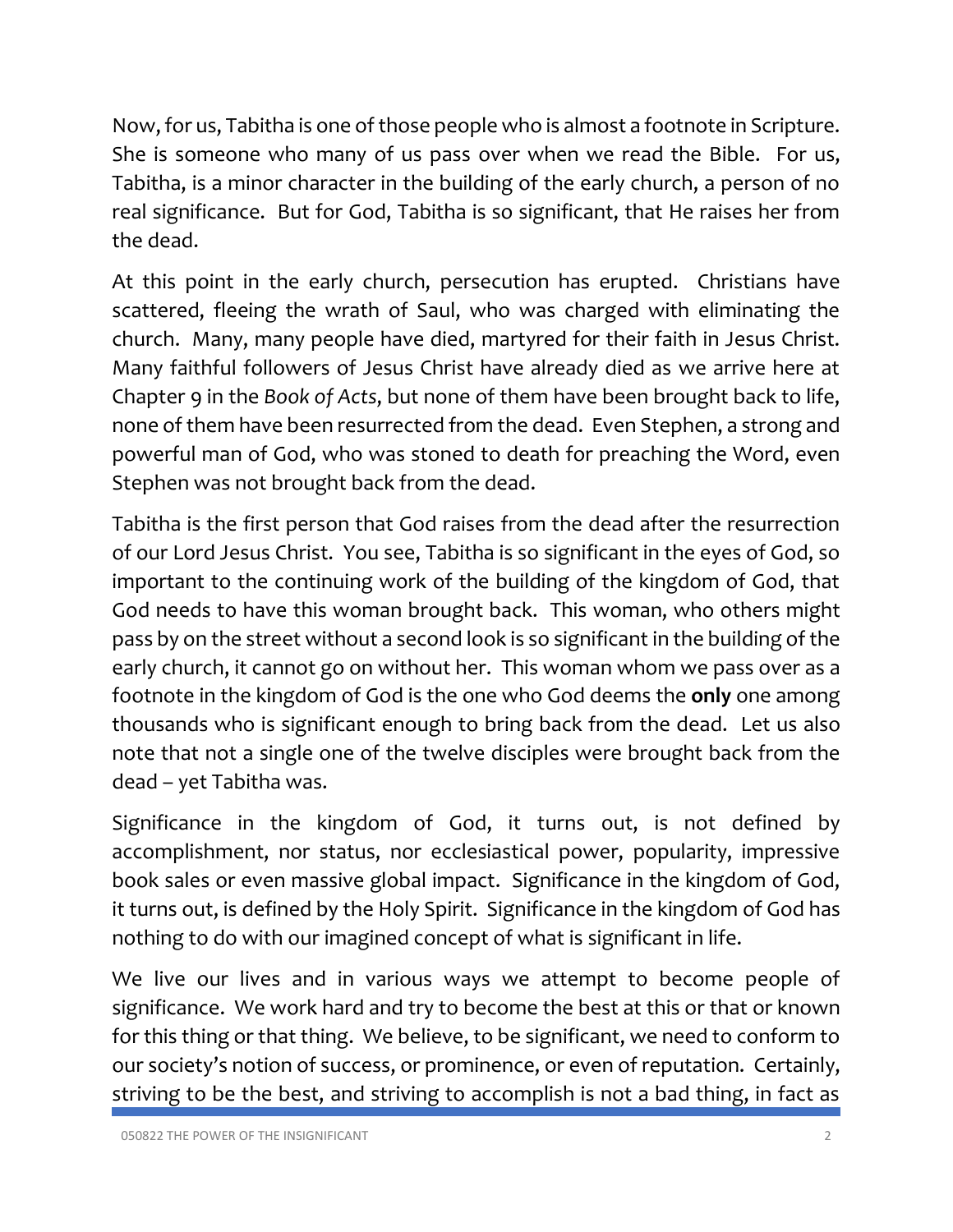Now, for us, Tabitha is one of those people who is almost a footnote in Scripture. She is someone who many of us pass over when we read the Bible. For us, Tabitha, is a minor character in the building of the early church, a person of no real significance. But for God, Tabitha is so significant, that He raises her from the dead.

At this point in the early church, persecution has erupted. Christians have scattered, fleeing the wrath of Saul, who was charged with eliminating the church. Many, many people have died, martyred for their faith in Jesus Christ. Many faithful followers of Jesus Christ have already died as we arrive here at Chapter 9 in the *Book of Acts*, but none of them have been brought back to life, none of them have been resurrected from the dead. Even Stephen, a strong and powerful man of God, who was stoned to death for preaching the Word, even Stephen was not brought back from the dead.

Tabitha is the first person that God raises from the dead after the resurrection of our Lord Jesus Christ. You see, Tabitha is so significant in the eyes of God, so important to the continuing work of the building of the kingdom of God, that God needs to have this woman brought back. This woman, who others might pass by on the street without a second look is so significant in the building of the early church, it cannot go on without her. This woman whom we pass over as a footnote in the kingdom of God is the one who God deems the **only** one among thousands who is significant enough to bring back from the dead. Let us also note that not a single one of the twelve disciples were brought back from the dead – yet Tabitha was.

Significance in the kingdom of God, it turns out, is not defined by accomplishment, nor status, nor ecclesiastical power, popularity, impressive book sales or even massive global impact. Significance in the kingdom of God, it turns out, is defined by the Holy Spirit. Significance in the kingdom of God has nothing to do with our imagined concept of what is significant in life.

We live our lives and in various ways we attempt to become people of significance. We work hard and try to become the best at this or that or known for this thing or that thing. We believe, to be significant, we need to conform to our society's notion of success, or prominence, or even of reputation. Certainly, striving to be the best, and striving to accomplish is not a bad thing, in fact as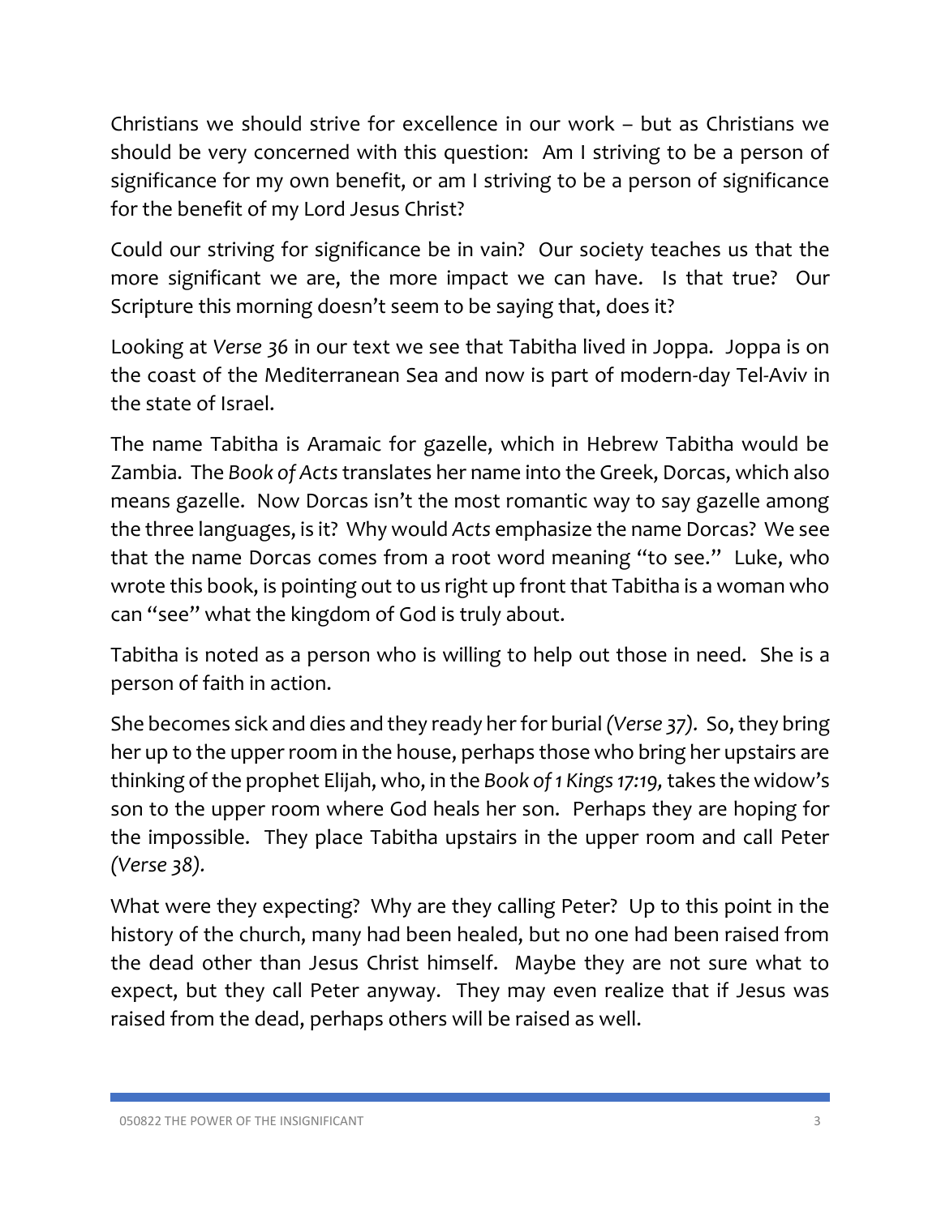Christians we should strive for excellence in our work – but as Christians we should be very concerned with this question: Am I striving to be a person of significance for my own benefit, or am I striving to be a person of significance for the benefit of my Lord Jesus Christ?

Could our striving for significance be in vain? Our society teaches us that the more significant we are, the more impact we can have. Is that true? Our Scripture this morning doesn't seem to be saying that, does it?

Looking at *Verse 36* in our text we see that Tabitha lived in Joppa. Joppa is on the coast of the Mediterranean Sea and now is part of modern-day Tel-Aviv in the state of Israel.

The name Tabitha is Aramaic for gazelle, which in Hebrew Tabitha would be Zambia. The *Book of Acts* translates her name into the Greek, Dorcas, which also means gazelle. Now Dorcas isn't the most romantic way to say gazelle among the three languages, is it? Why would *Acts* emphasize the name Dorcas? We see that the name Dorcas comes from a root word meaning "to see." Luke, who wrote this book, is pointing out to us right up front that Tabitha is a woman who can "see" what the kingdom of God is truly about.

Tabitha is noted as a person who is willing to help out those in need. She is a person of faith in action.

She becomes sick and dies and they ready her for burial *(Verse 37)*. So, they bring her up to the upper room in the house, perhaps those who bring her upstairs are thinking of the prophet Elijah, who, in the *Book of 1 Kings 17:19,* takes the widow's son to the upper room where God heals her son. Perhaps they are hoping for the impossible. They place Tabitha upstairs in the upper room and call Peter *(Verse 38)*.

What were they expecting? Why are they calling Peter? Up to this point in the history of the church, many had been healed, but no one had been raised from the dead other than Jesus Christ himself. Maybe they are not sure what to expect, but they call Peter anyway. They may even realize that if Jesus was raised from the dead, perhaps others will be raised as well.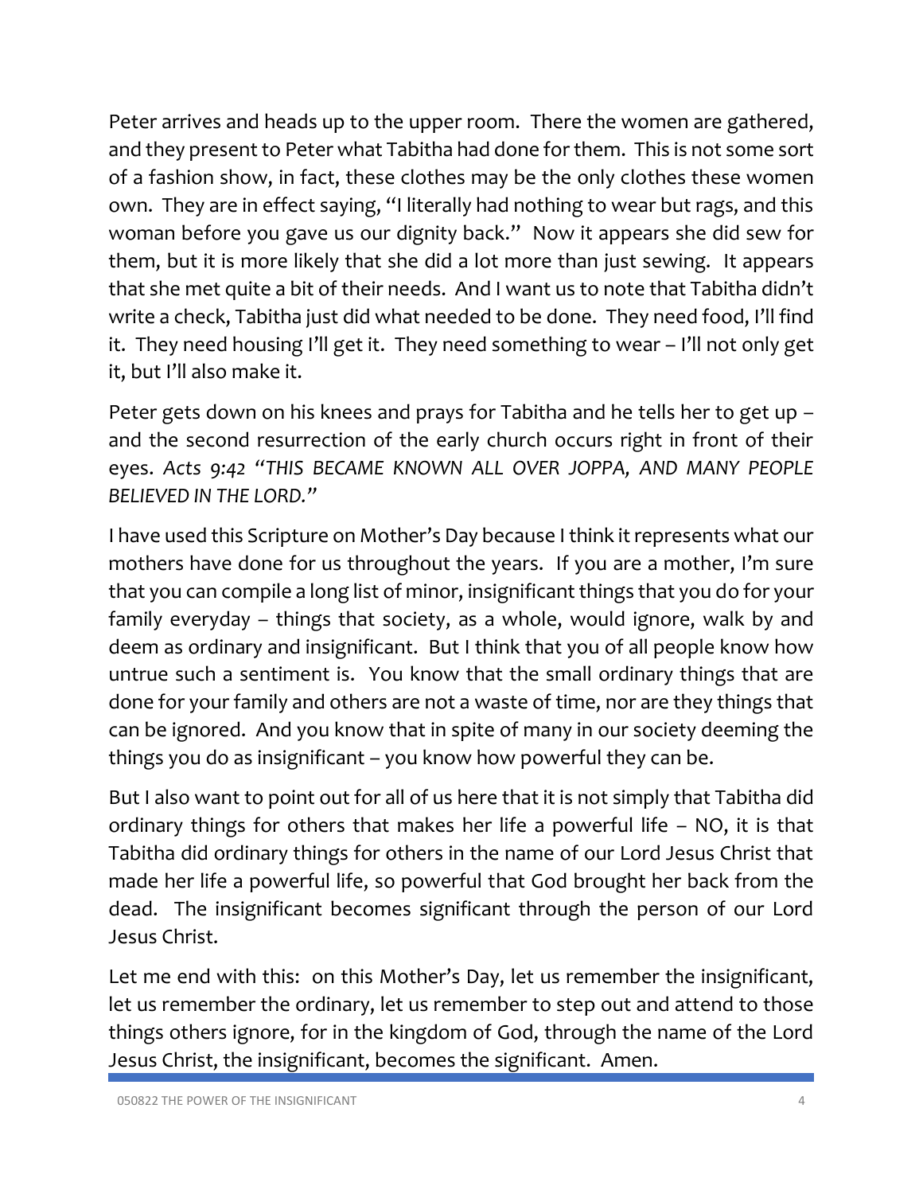Peter arrives and heads up to the upper room. There the women are gathered, and they present to Peter what Tabitha had done for them. This is not some sort of a fashion show, in fact, these clothes may be the only clothes these women own. They are in effect saying, "I literally had nothing to wear but rags, and this woman before you gave us our dignity back." Now it appears she did sew for them, but it is more likely that she did a lot more than just sewing. It appears that she met quite a bit of their needs. And I want us to note that Tabitha didn't write a check, Tabitha just did what needed to be done. They need food, I'll find it. They need housing I'll get it. They need something to wear – I'll not only get it, but I'll also make it.

Peter gets down on his knees and prays for Tabitha and he tells her to get up – and the second resurrection of the early church occurs right in front of their eyes. *Acts 9:42 "THIS BECAME KNOWN ALL OVER JOPPA, AND MANY PEOPLE BELIEVED IN THE LORD."*

I have used this Scripture on Mother's Day because I think it represents what our mothers have done for us throughout the years. If you are a mother, I'm sure that you can compile a long list of minor, insignificant things that you do for your family everyday – things that society, as a whole, would ignore, walk by and deem as ordinary and insignificant. But I think that you of all people know how untrue such a sentiment is. You know that the small ordinary things that are done for your family and others are not a waste of time, nor are they things that can be ignored. And you know that in spite of many in our society deeming the things you do as insignificant – you know how powerful they can be.

But I also want to point out for all of us here that it is not simply that Tabitha did ordinary things for others that makes her life a powerful life – NO, it is that Tabitha did ordinary things for others in the name of our Lord Jesus Christ that made her life a powerful life, so powerful that God brought her back from the dead. The insignificant becomes significant through the person of our Lord Jesus Christ.

Let me end with this: on this Mother's Day, let us remember the insignificant, let us remember the ordinary, let us remember to step out and attend to those things others ignore, for in the kingdom of God, through the name of the Lord Jesus Christ, the insignificant, becomes the significant. Amen.